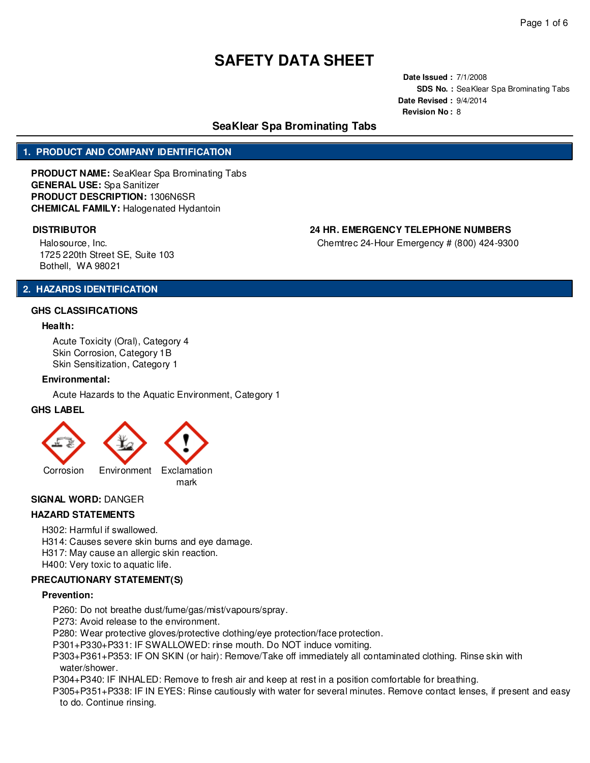# SAFETY DATA SHEET

**Date Issued :** 7/1/2008
**SDS No. :** SeaKlear Spa Brominating Tabs
**Date Revised :** 9/4/2014
**Revision No :** 8

## SeaKlear Spa Brominating Tabs

## 1. PRODUCT AND COMPANY IDENTIFICATION

**PRODUCT NAME:** SeaKlear Spa Brominating Tabs
**GENERAL USE:** Spa Sanitizer
**PRODUCT DESCRIPTION:** 1306N6SR
**CHEMICAL FAMILY:** Halogenated Hydantoin

**DISTRIBUTOR**

Halosource, Inc.
1725 220th Street SE, Suite 103
Bothell, WA 98021

**24 HR. EMERGENCY TELEPHONE NUMBERS**

Chemtrec 24-Hour Emergency # (800) 424-9300

## 2. HAZARDS IDENTIFICATION

### GHS CLASSIFICATIONS

**Health:**

Acute Toxicity (Oral), Category 4
Skin Corrosion, Category 1B
Skin Sensitization, Category 1

**Environmental:**

Acute Hazards to the Aquatic Environment, Category 1

### GHS LABEL

Corrosion    Environment    Exclamation mark

**SIGNAL WORD:** DANGER

### HAZARD STATEMENTS

H302: Harmful if swallowed.
H314: Causes severe skin burns and eye damage.
H317: May cause an allergic skin reaction.
H400: Very toxic to aquatic life.

### PRECAUTIONARY STATEMENT(S)

**Prevention:**

P260: Do not breathe dust/fume/gas/mist/vapours/spray.
P273: Avoid release to the environment.
P280: Wear protective gloves/protective clothing/eye protection/face protection.
P301+P330+P331: IF SWALLOWED: rinse mouth. Do NOT induce vomiting.
P303+P361+P353: IF ON SKIN (or hair): Remove/Take off immediately all contaminated clothing. Rinse skin with water/shower.
P304+P340: IF INHALED: Remove to fresh air and keep at rest in a position comfortable for breathing.
P305+P351+P338: IF IN EYES: Rinse cautiously with water for several minutes. Remove contact lenses, if present and easy to do. Continue rinsing.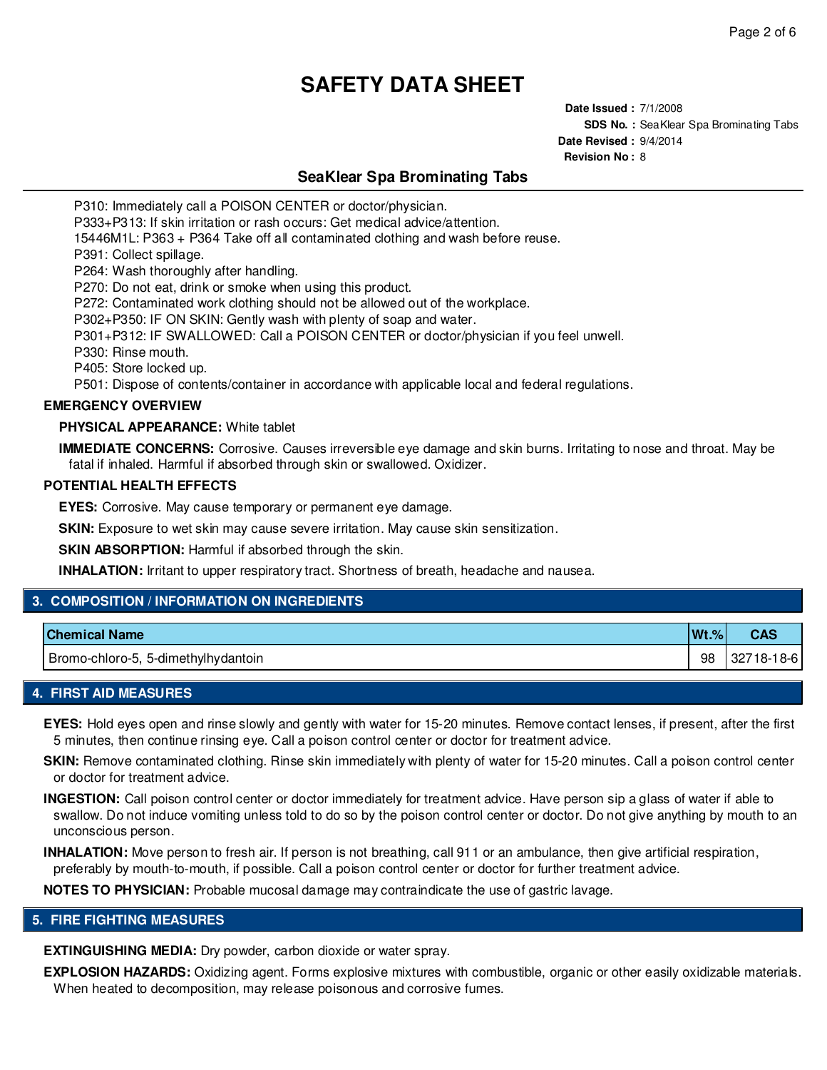# SAFETY DATA SHEET

**Date Issued :** 7/1/2008
**SDS No. :** SeaKlear Spa Brominating Tabs
**Date Revised :** 9/4/2014
**Revision No :** 8

## SeaKlear Spa Brominating Tabs

P310: Immediately call a POISON CENTER or doctor/physician.
P333+P313: If skin irritation or rash occurs: Get medical advice/attention.
15446M1L: P363 + P364 Take off all contaminated clothing and wash before reuse.
P391: Collect spillage.
P264: Wash thoroughly after handling.
P270: Do not eat, drink or smoke when using this product.
P272: Contaminated work clothing should not be allowed out of the workplace.
P302+P350: IF ON SKIN: Gently wash with plenty of soap and water.
P301+P312: IF SWALLOWED: Call a POISON CENTER or doctor/physician if you feel unwell.
P330: Rinse mouth.
P405: Store locked up.
P501: Dispose of contents/container in accordance with applicable local and federal regulations.

**EMERGENCY OVERVIEW**

**PHYSICAL APPEARANCE:** White tablet

**IMMEDIATE CONCERNS:** Corrosive. Causes irreversible eye damage and skin burns. Irritating to nose and throat. May be fatal if inhaled. Harmful if absorbed through skin or swallowed. Oxidizer.

**POTENTIAL HEALTH EFFECTS**

**EYES:** Corrosive. May cause temporary or permanent eye damage.

**SKIN:** Exposure to wet skin may cause severe irritation. May cause skin sensitization.

**SKIN ABSORPTION:** Harmful if absorbed through the skin.

**INHALATION:** Irritant to upper respiratory tract. Shortness of breath, headache and nausea.

## 3. COMPOSITION / INFORMATION ON INGREDIENTS

| Chemical Name | Wt.% | CAS |
|---|---|---|
| Bromo-chloro-5, 5-dimethylhydantoin | 98 | 32718-18-6 |

## 4. FIRST AID MEASURES

**EYES:** Hold eyes open and rinse slowly and gently with water for 15-20 minutes. Remove contact lenses, if present, after the first 5 minutes, then continue rinsing eye. Call a poison control center or doctor for treatment advice.

**SKIN:** Remove contaminated clothing. Rinse skin immediately with plenty of water for 15-20 minutes. Call a poison control center or doctor for treatment advice.

**INGESTION:** Call poison control center or doctor immediately for treatment advice. Have person sip a glass of water if able to swallow. Do not induce vomiting unless told to do so by the poison control center or doctor. Do not give anything by mouth to an unconscious person.

**INHALATION:** Move person to fresh air. If person is not breathing, call 911 or an ambulance, then give artificial respiration, preferably by mouth-to-mouth, if possible. Call a poison control center or doctor for further treatment advice.

**NOTES TO PHYSICIAN:** Probable mucosal damage may contraindicate the use of gastric lavage.

## 5. FIRE FIGHTING MEASURES

**EXTINGUISHING MEDIA:** Dry powder, carbon dioxide or water spray.

**EXPLOSION HAZARDS:** Oxidizing agent. Forms explosive mixtures with combustible, organic or other easily oxidizable materials. When heated to decomposition, may release poisonous and corrosive fumes.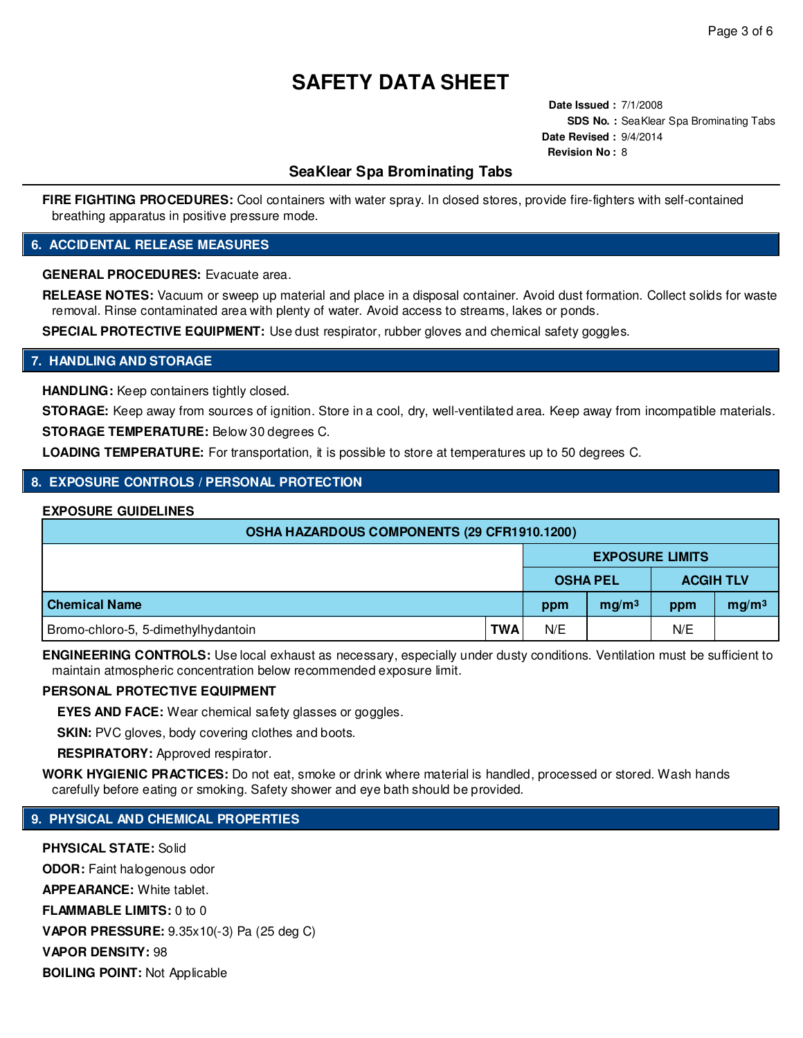# SAFETY DATA SHEET

**Date Issued :** 7/1/2008
**SDS No. :** SeaKlear Spa Brominating Tabs
**Date Revised :** 9/4/2014
**Revision No :** 8

## SeaKlear Spa Brominating Tabs

**FIRE FIGHTING PROCEDURES:** Cool containers with water spray. In closed stores, provide fire-fighters with self-contained breathing apparatus in positive pressure mode.

## 6. ACCIDENTAL RELEASE MEASURES

**GENERAL PROCEDURES:** Evacuate area.

**RELEASE NOTES:** Vacuum or sweep up material and place in a disposal container. Avoid dust formation. Collect solids for waste removal. Rinse contaminated area with plenty of water. Avoid access to streams, lakes or ponds.

**SPECIAL PROTECTIVE EQUIPMENT:** Use dust respirator, rubber gloves and chemical safety goggles.

## 7. HANDLING AND STORAGE

**HANDLING:** Keep containers tightly closed.

**STORAGE:** Keep away from sources of ignition. Store in a cool, dry, well-ventilated area. Keep away from incompatible materials.

**STORAGE TEMPERATURE:** Below 30 degrees C.

**LOADING TEMPERATURE:** For transportation, it is possible to store at temperatures up to 50 degrees C.

## 8. EXPOSURE CONTROLS / PERSONAL PROTECTION

**EXPOSURE GUIDELINES**

| OSHA HAZARDOUS COMPONENTS (29 CFR1910.1200) | | | | | |
|---|---|---|---|---|---|
| | | EXPOSURE LIMITS | | | |
| | | OSHA PEL | | ACGIH TLV | |
| **Chemical Name** | | **ppm** | **$mg/m^3$** | **ppm** | **$mg/m^3$** |
| Bromo-chloro-5, 5-dimethylhydantoin | **TWA** | N/E | | N/E | |

**ENGINEERING CONTROLS:** Use local exhaust as necessary, especially under dusty conditions. Ventilation must be sufficient to maintain atmospheric concentration below recommended exposure limit.

**PERSONAL PROTECTIVE EQUIPMENT**

**EYES AND FACE:** Wear chemical safety glasses or goggles.

**SKIN:** PVC gloves, body covering clothes and boots.

**RESPIRATORY:** Approved respirator.

**WORK HYGIENIC PRACTICES:** Do not eat, smoke or drink where material is handled, processed or stored. Wash hands carefully before eating or smoking. Safety shower and eye bath should be provided.

## 9. PHYSICAL AND CHEMICAL PROPERTIES

**PHYSICAL STATE:** Solid

**ODOR:** Faint halogenous odor

**APPEARANCE:** White tablet.

**FLAMMABLE LIMITS:** 0 to 0

**VAPOR PRESSURE:** 9.35x10(-3) Pa (25 deg C)

**VAPOR DENSITY:** 98

**BOILING POINT:** Not Applicable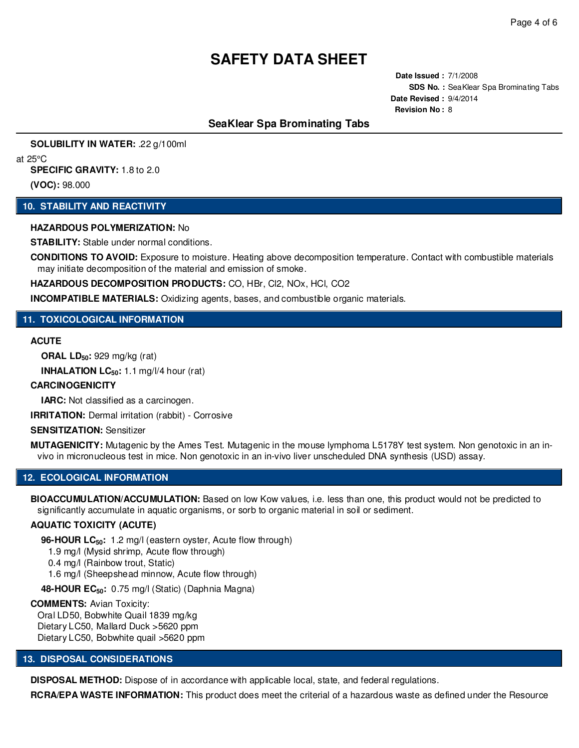**SOLUBILITY IN WATER:** .22 g/100ml at 25°C

**SPECIFIC GRAVITY:** 1.8 to 2.0

**(VOC):** 98.000

## 10. STABILITY AND REACTIVITY

**HAZARDOUS POLYMERIZATION:** No

**STABILITY:** Stable under normal conditions.

**CONDITIONS TO AVOID:** Exposure to moisture. Heating above decomposition temperature. Contact with combustible materials may initiate decomposition of the material and emission of smoke.

**HAZARDOUS DECOMPOSITION PRODUCTS:** CO, HBr, $Cl_2$, $NO_x$, HCl, $CO_2$

**INCOMPATIBLE MATERIALS:** Oxidizing agents, bases, and combustible organic materials.

## 11. TOXICOLOGICAL INFORMATION

**ACUTE**

**ORAL $LD_{50}$:** 929 mg/kg (rat)

**INHALATION $LC_{50}$:** 1.1 mg/l/4 hour (rat)

**CARCINOGENICITY**

**IARC:** Not classified as a carcinogen.

**IRRITATION:** Dermal irritation (rabbit) - Corrosive

**SENSITIZATION:** Sensitizer

**MUTAGENICITY:** Mutagenic by the Ames Test. Mutagenic in the mouse lymphoma L5178Y test system. Non genotoxic in an in-vivo in micronucleous test in mice. Non genotoxic in an in-vivo liver unscheduled DNA synthesis (USD) assay.

## 12. ECOLOGICAL INFORMATION

**BIOACCUMULATION/ACCUMULATION:** Based on low Kow values, i.e. less than one, this product would not be predicted to significantly accumulate in aquatic organisms, or sorb to organic material in soil or sediment.

**AQUATIC TOXICITY (ACUTE)**

**96-HOUR $LC_{50}$:** 1.2 mg/l (eastern oyster, Acute flow through)
1.9 mg/l (Mysid shrimp, Acute flow through)
0.4 mg/l (Rainbow trout, Static)
1.6 mg/l (Sheepshead minnow, Acute flow through)

**48-HOUR $EC_{50}$:** 0.75 mg/l (Static) (Daphnia Magna)

**COMMENTS:** Avian Toxicity:
Oral LD50, Bobwhite Quail 1839 mg/kg
Dietary LC50, Mallard Duck >5620 ppm
Dietary LC50, Bobwhite quail >5620 ppm

## 13. DISPOSAL CONSIDERATIONS

**DISPOSAL METHOD:** Dispose of in accordance with applicable local, state, and federal regulations.

**RCRA/EPA WASTE INFORMATION:** This product does meet the criterial of a hazardous waste as defined under the Resource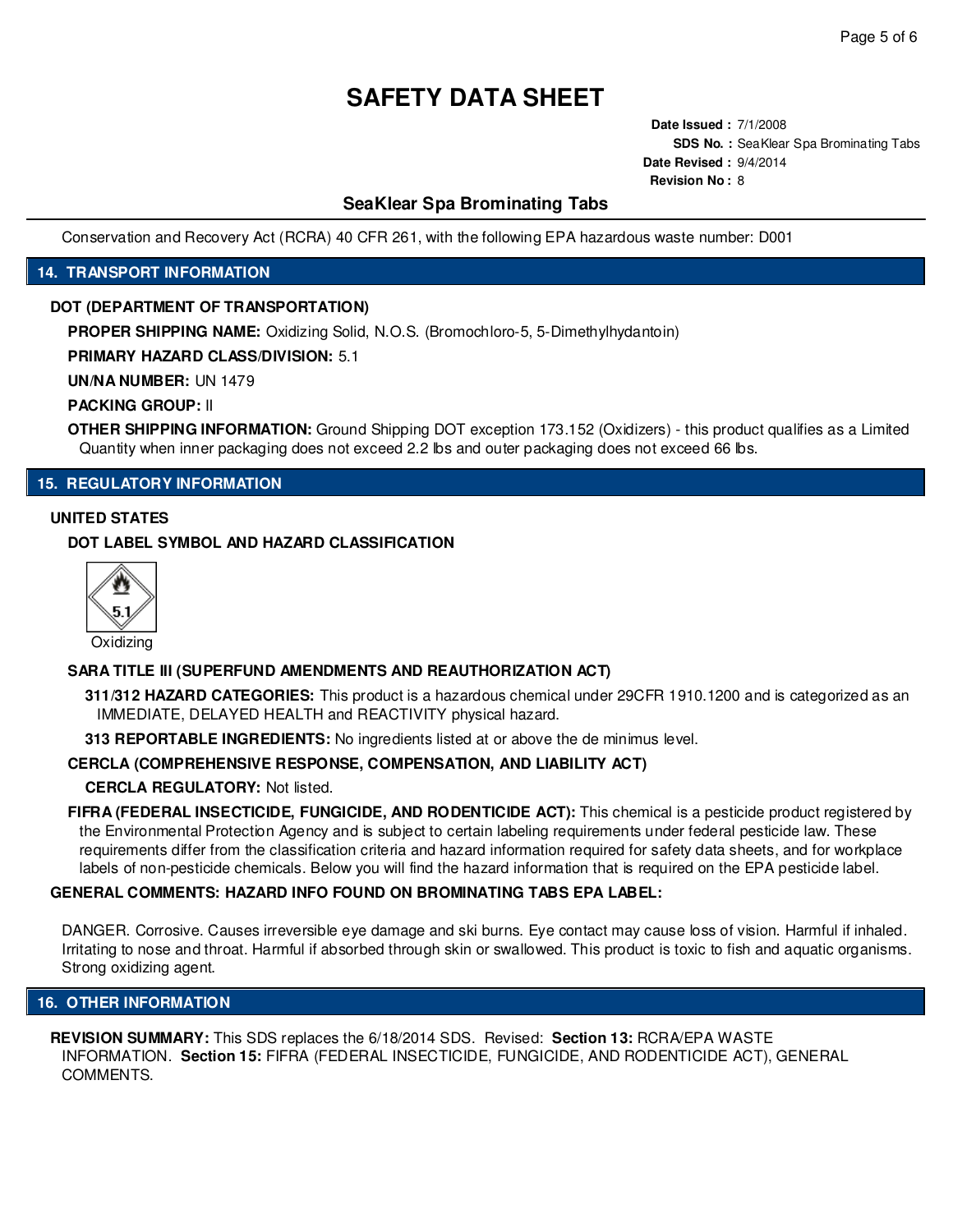Conservation and Recovery Act (RCRA) 40 CFR 261, with the following EPA hazardous waste number: D001

## 14. TRANSPORT INFORMATION

**DOT (DEPARTMENT OF TRANSPORTATION)**

**PROPER SHIPPING NAME:** Oxidizing Solid, N.O.S. (Bromochloro-5, 5-Dimethylhydantoin)

**PRIMARY HAZARD CLASS/DIVISION:** 5.1

**UN/NA NUMBER:** UN 1479

**PACKING GROUP:** II

**OTHER SHIPPING INFORMATION:** Ground Shipping DOT exception 173.152 (Oxidizers) - this product qualifies as a Limited Quantity when inner packaging does not exceed 2.2 lbs and outer packaging does not exceed 66 lbs.

## 15. REGULATORY INFORMATION

**UNITED STATES**

**DOT LABEL SYMBOL AND HAZARD CLASSIFICATION**

Oxidizing

**SARA TITLE III (SUPERFUND AMENDMENTS AND REAUTHORIZATION ACT)**

**311/312 HAZARD CATEGORIES:** This product is a hazardous chemical under 29CFR 1910.1200 and is categorized as an IMMEDIATE, DELAYED HEALTH and REACTIVITY physical hazard.

**313 REPORTABLE INGREDIENTS:** No ingredients listed at or above the de minimus level.

**CERCLA (COMPREHENSIVE RESPONSE, COMPENSATION, AND LIABILITY ACT)**

**CERCLA REGULATORY:** Not listed.

**FIFRA (FEDERAL INSECTICIDE, FUNGICIDE, AND RODENTICIDE ACT):** This chemical is a pesticide product registered by the Environmental Protection Agency and is subject to certain labeling requirements under federal pesticide law. These requirements differ from the classification criteria and hazard information required for safety data sheets, and for workplace labels of non-pesticide chemicals. Below you will find the hazard information that is required on the EPA pesticide label.

**GENERAL COMMENTS: HAZARD INFO FOUND ON BROMINATING TABS EPA LABEL:**

DANGER. Corrosive. Causes irreversible eye damage and ski burns. Eye contact may cause loss of vision. Harmful if inhaled. Irritating to nose and throat. Harmful if absorbed through skin or swallowed. This product is toxic to fish and aquatic organisms. Strong oxidizing agent.

## 16. OTHER INFORMATION

**REVISION SUMMARY:** This SDS replaces the 6/18/2014 SDS. Revised: **Section 13:** RCRA/EPA WASTE INFORMATION. **Section 15:** FIFRA (FEDERAL INSECTICIDE, FUNGICIDE, AND RODENTICIDE ACT), GENERAL COMMENTS.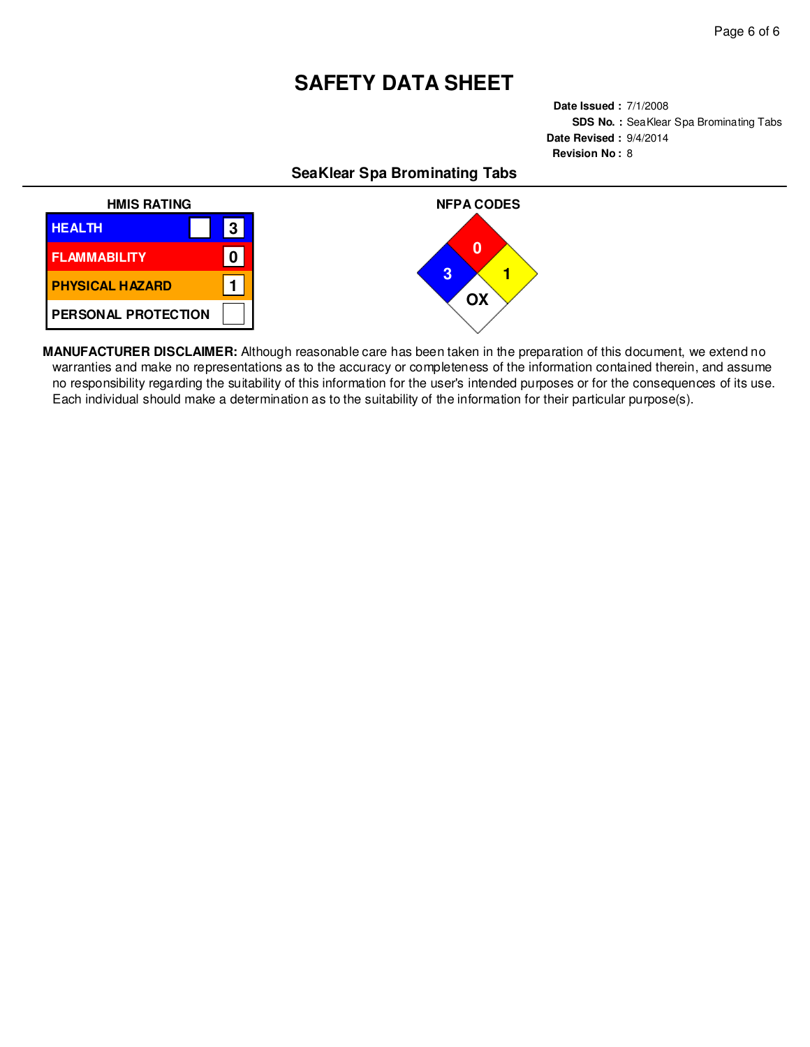# SAFETY DATA SHEET

**Date Issued :** 7/1/2008
**SDS No. :** SeaKlear Spa Brominating Tabs
**Date Revised :** 9/4/2014
**Revision No :** 8

## SeaKlear Spa Brominating Tabs

**HMIS RATING**

| | |
|---|---|
| HEALTH | 3 |
| FLAMMABILITY | 0 |
| PHYSICAL HAZARD | 1 |
| PERSONAL PROTECTION | |

**NFPA CODES**

0
3
1
OX

**MANUFACTURER DISCLAIMER:** Although reasonable care has been taken in the preparation of this document, we extend no warranties and make no representations as to the accuracy or completeness of the information contained therein, and assume no responsibility regarding the suitability of this information for the user's intended purposes or for the consequences of its use. Each individual should make a determination as to the suitability of the information for their particular purpose(s).